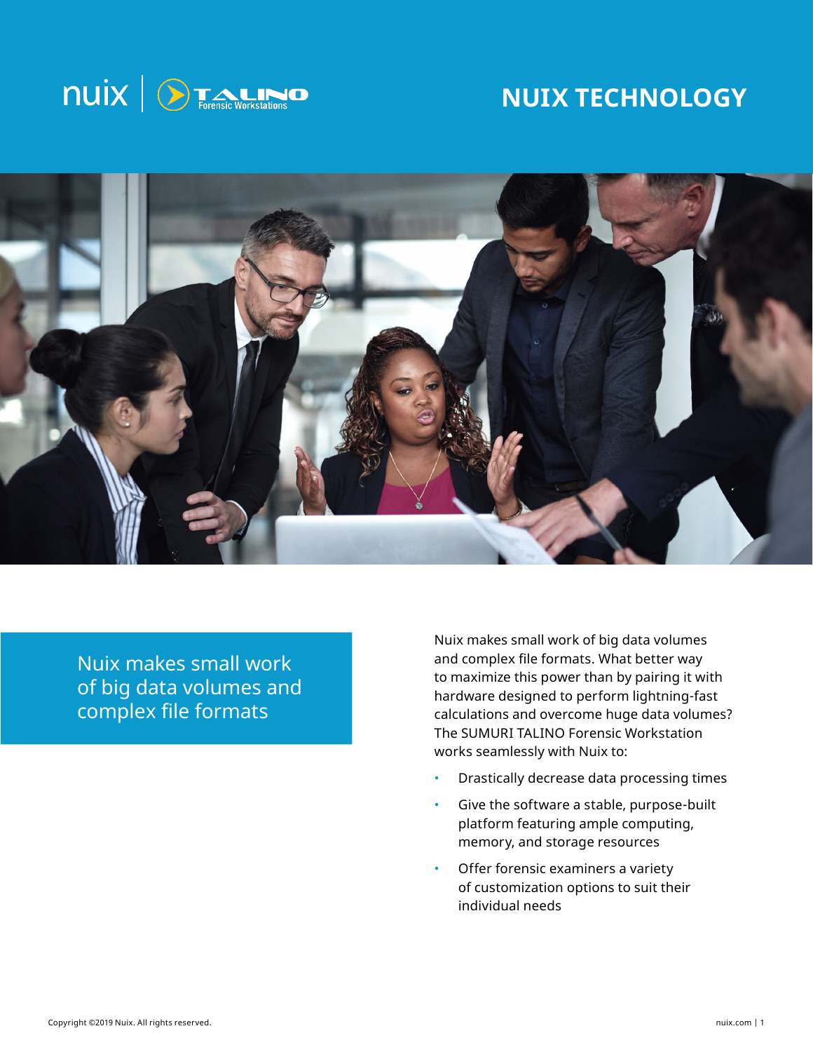# NUIX TECHNOLOGY

Nuix makes small work of big data volumes and complex file formats

Nuix makes small work of big data volumes and complex file formats. What better way to maximize this power than by pairing it with hardware designed to perform lightning-fast calculations and overcome huge data volumes? The SUMURI TALINO Forensic Workstation works seamlessly with Nuix to:

- Drastically decrease data processing times
- Give the software a stable, purpose-built platform featuring ample computing, memory, and storage resources
- Offer forensic examiners a variety of customization options to suit their individual needs

Copyright ©2019 Nuix. All rights reserved.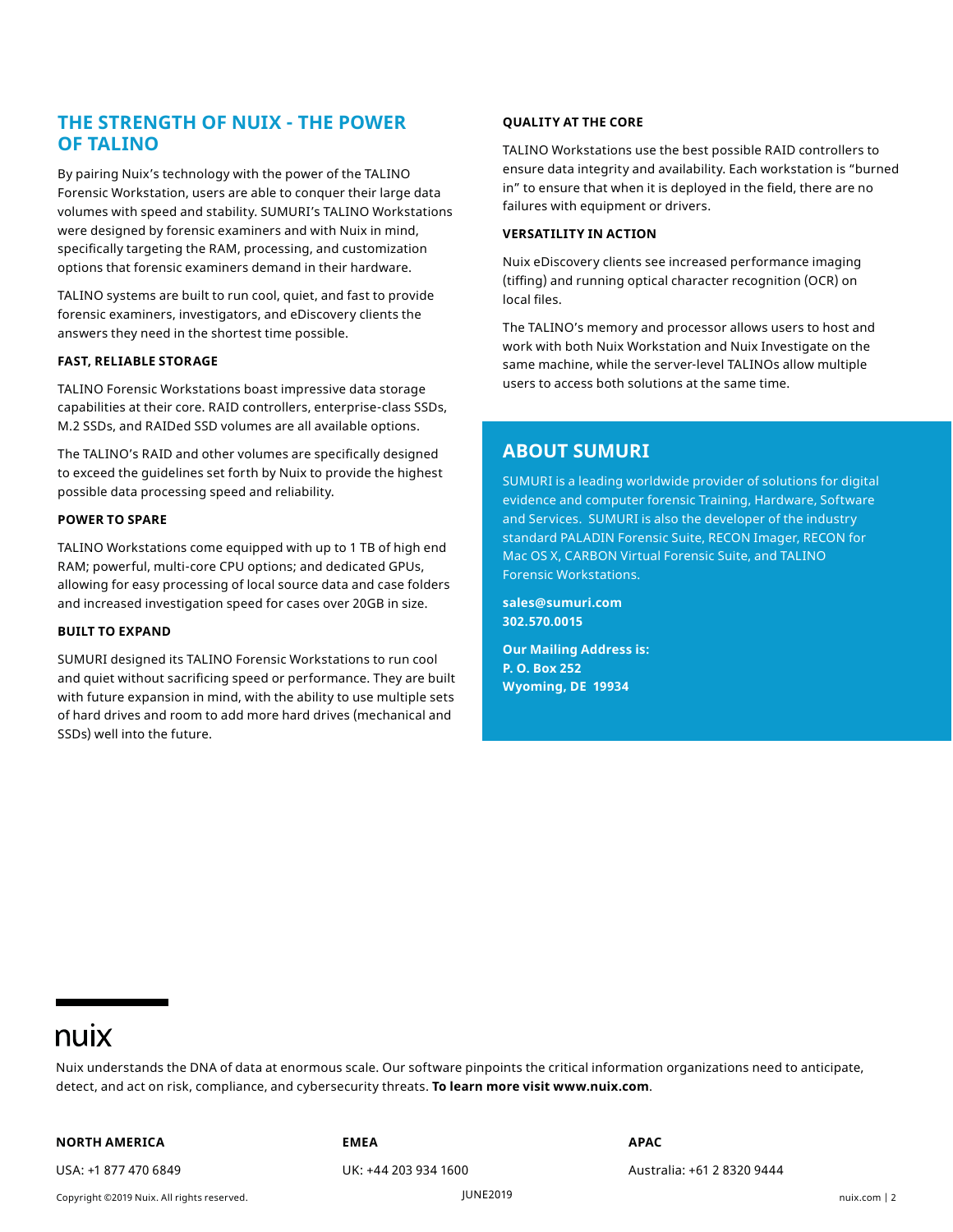## THE STRENGTH OF NUIX - THE POWER OF TALINO

By pairing Nuix's technology with the power of the TALINO Forensic Workstation, users are able to conquer their large data volumes with speed and stability. SUMURI's TALINO Workstations were designed by forensic examiners and with Nuix in mind, specifically targeting the RAM, processing, and customization options that forensic examiners demand in their hardware.

TALINO systems are built to run cool, quiet, and fast to provide forensic examiners, investigators, and eDiscovery clients the answers they need in the shortest time possible.

### FAST, RELIABLE STORAGE

TALINO Forensic Workstations boast impressive data storage capabilities at their core. RAID controllers, enterprise-class SSDs, M.2 SSDs, and RAIDed SSD volumes are all available options.

The TALINO's RAID and other volumes are specifically designed to exceed the guidelines set forth by Nuix to provide the highest possible data processing speed and reliability.

### POWER TO SPARE

TALINO Workstations come equipped with up to 1 TB of high end RAM; powerful, multi-core CPU options; and dedicated GPUs, allowing for easy processing of local source data and case folders and increased investigation speed for cases over 20GB in size.

### BUILT TO EXPAND

SUMURI designed its TALINO Forensic Workstations to run cool and quiet without sacrificing speed or performance. They are built with future expansion in mind, with the ability to use multiple sets of hard drives and room to add more hard drives (mechanical and SSDs) well into the future.

### QUALITY AT THE CORE

TALINO Workstations use the best possible RAID controllers to ensure data integrity and availability. Each workstation is "burned in" to ensure that when it is deployed in the field, there are no failures with equipment or drivers.

### VERSATILITY IN ACTION

Nuix eDiscovery clients see increased performance imaging (tiffing) and running optical character recognition (OCR) on local files.

The TALINO's memory and processor allows users to host and work with both Nuix Workstation and Nuix Investigate on the same machine, while the server-level TALINOs allow multiple users to access both solutions at the same time.

## ABOUT SUMURI

SUMURI is a leading worldwide provider of solutions for digital evidence and computer forensic Training, Hardware, Software and Services. SUMURI is also the developer of the industry standard PALADIN Forensic Suite, RECON Imager, RECON for Mac OS X, CARBON Virtual Forensic Suite, and TALINO Forensic Workstations.

**sales@sumuri.com**
**302.570.0015**

**Our Mailing Address is:**
**P. O. Box 252**
**Wyoming, DE 19934**

nuix

Nuix understands the DNA of data at enormous scale. Our software pinpoints the critical information organizations need to anticipate, detect, and act on risk, compliance, and cybersecurity threats. **To learn more visit www.nuix.com**.

**NORTH AMERICA**

USA: +1 877 470 6849

**EMEA**

UK: +44 203 934 1600

**APAC**

Australia: +61 2 8320 9444

Copyright ©2019 Nuix. All rights reserved.

JUNE2019